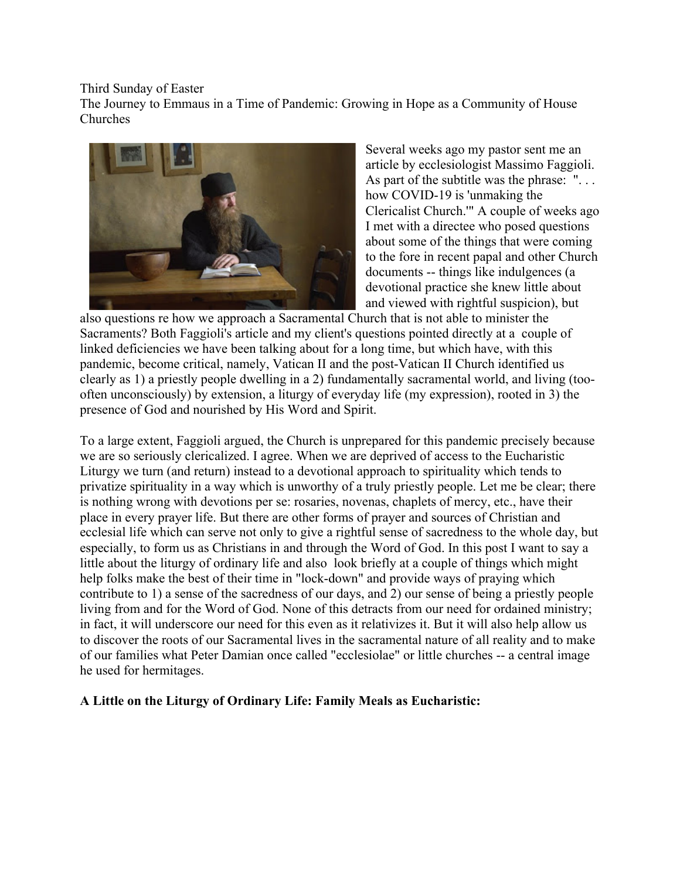Third Sunday of Easter

The Journey to Emmaus in a Time of Pandemic: Growing in Hope as a Community of House Churches

Several weeks ago my pastor sent me an article by ecclesiologist Massimo Faggioli. As part of the subtitle was the phrase: ". . . how COVID-19 is 'unmaking the Clericalist Church.'" A couple of weeks ago I met with a directee who posed questions about some of the things that were coming to the fore in recent papal and other Church documents -- things like indulgences (a devotional practice she knew little about and viewed with rightful suspicion), but also questions re how we approach a Sacramental Church that is not able to minister the Sacraments? Both Faggioli's article and my client's questions pointed directly at a couple of linked deficiencies we have been talking about for a long time, but which have, with this pandemic, become critical, namely, Vatican II and the post-Vatican II Church identified us clearly as 1) a priestly people dwelling in a 2) fundamentally sacramental world, and living (too-often unconsciously) by extension, a liturgy of everyday life (my expression), rooted in 3) the presence of God and nourished by His Word and Spirit.

To a large extent, Faggioli argued, the Church is unprepared for this pandemic precisely because we are so seriously clericalized. I agree. When we are deprived of access to the Eucharistic Liturgy we turn (and return) instead to a devotional approach to spirituality which tends to privatize spirituality in a way which is unworthy of a truly priestly people. Let me be clear; there is nothing wrong with devotions per se: rosaries, novenas, chaplets of mercy, etc., have their place in every prayer life. But there are other forms of prayer and sources of Christian and ecclesial life which can serve not only to give a rightful sense of sacredness to the whole day, but especially, to form us as Christians in and through the Word of God. In this post I want to say a little about the liturgy of ordinary life and also look briefly at a couple of things which might help folks make the best of their time in "lock-down" and provide ways of praying which contribute to 1) a sense of the sacredness of our days, and 2) our sense of being a priestly people living from and for the Word of God. None of this detracts from our need for ordained ministry; in fact, it will underscore our need for this even as it relativizes it. But it will also help allow us to discover the roots of our Sacramental lives in the sacramental nature of all reality and to make of our families what Peter Damian once called "ecclesiolae" or little churches -- a central image he used for hermitages.

**A Little on the Liturgy of Ordinary Life: Family Meals as Eucharistic:**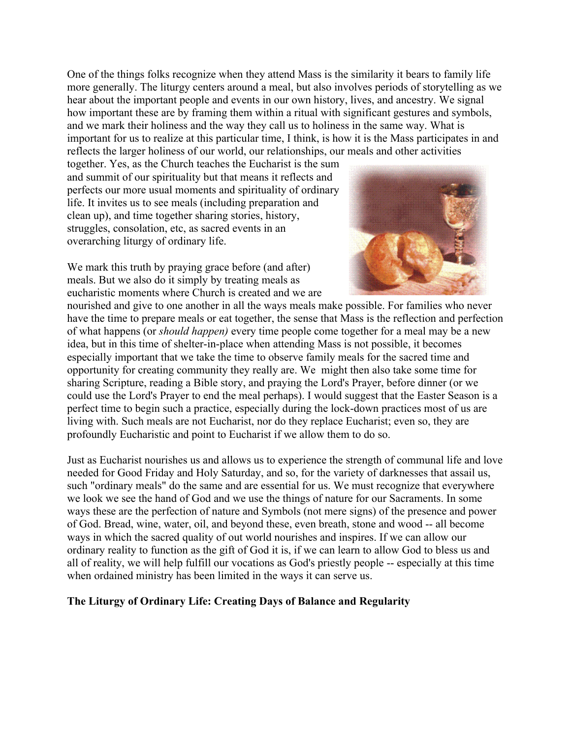One of the things folks recognize when they attend Mass is the similarity it bears to family life more generally. The liturgy centers around a meal, but also involves periods of storytelling as we hear about the important people and events in our own history, lives, and ancestry. We signal how important these are by framing them within a ritual with significant gestures and symbols, and we mark their holiness and the way they call us to holiness in the same way. What is important for us to realize at this particular time, I think, is how it is the Mass participates in and reflects the larger holiness of our world, our relationships, our meals and other activities together. Yes, as the Church teaches the Eucharist is the sum and summit of our spirituality but that means it reflects and perfects our more usual moments and spirituality of ordinary life. It invites us to see meals (including preparation and clean up), and time together sharing stories, history, struggles, consolation, etc, as sacred events in an overarching liturgy of ordinary life.

We mark this truth by praying grace before (and after) meals. But we also do it simply by treating meals as eucharistic moments where Church is created and we are nourished and give to one another in all the ways meals make possible. For families who never have the time to prepare meals or eat together, the sense that Mass is the reflection and perfection of what happens (or *should happen)* every time people come together for a meal may be a new idea, but in this time of shelter-in-place when attending Mass is not possible, it becomes especially important that we take the time to observe family meals for the sacred time and opportunity for creating community they really are. We might then also take some time for sharing Scripture, reading a Bible story, and praying the Lord's Prayer, before dinner (or we could use the Lord's Prayer to end the meal perhaps). I would suggest that the Easter Season is a perfect time to begin such a practice, especially during the lock-down practices most of us are living with. Such meals are not Eucharist, nor do they replace Eucharist; even so, they are profoundly Eucharistic and point to Eucharist if we allow them to do so.

Just as Eucharist nourishes us and allows us to experience the strength of communal life and love needed for Good Friday and Holy Saturday, and so, for the variety of darknesses that assail us, such "ordinary meals" do the same and are essential for us. We must recognize that everywhere we look we see the hand of God and we use the things of nature for our Sacraments. In some ways these are the perfection of nature and Symbols (not mere signs) of the presence and power of God. Bread, wine, water, oil, and beyond these, even breath, stone and wood -- all become ways in which the sacred quality of out world nourishes and inspires. If we can allow our ordinary reality to function as the gift of God it is, if we can learn to allow God to bless us and all of reality, we will help fulfill our vocations as God's priestly people -- especially at this time when ordained ministry has been limited in the ways it can serve us.

**The Liturgy of Ordinary Life: Creating Days of Balance and Regularity**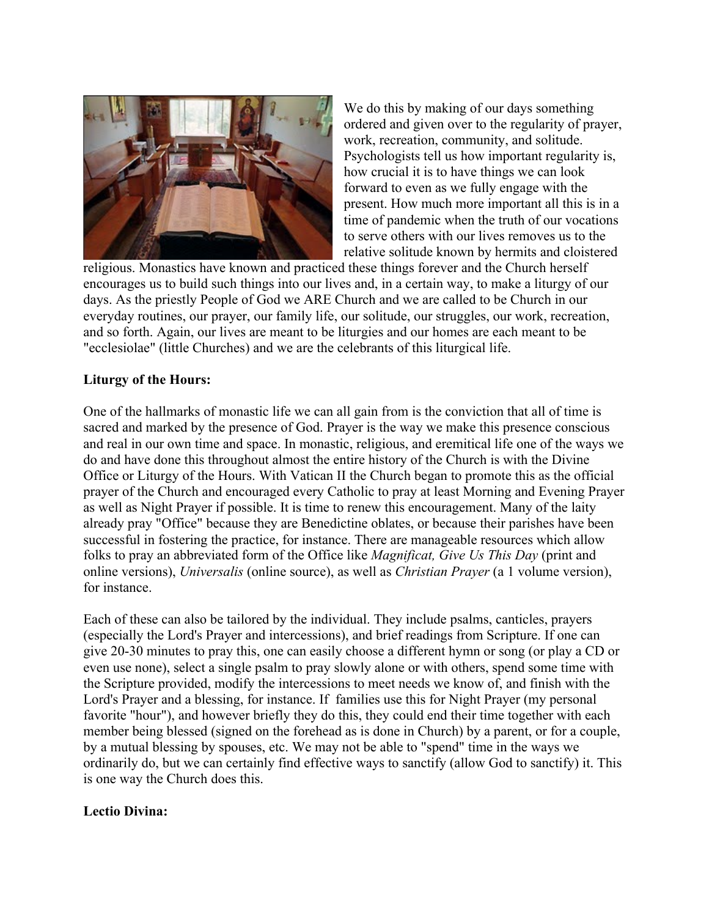We do this by making of our days something ordered and given over to the regularity of prayer, work, recreation, community, and solitude. Psychologists tell us how important regularity is, how crucial it is to have things we can look forward to even as we fully engage with the present. How much more important all this is in a time of pandemic when the truth of our vocations to serve others with our lives removes us to the relative solitude known by hermits and cloistered religious. Monastics have known and practiced these things forever and the Church herself encourages us to build such things into our lives and, in a certain way, to make a liturgy of our days. As the priestly People of God we ARE Church and we are called to be Church in our everyday routines, our prayer, our family life, our solitude, our struggles, our work, recreation, and so forth. Again, our lives are meant to be liturgies and our homes are each meant to be "ecclesiolae" (little Churches) and we are the celebrants of this liturgical life.

**Liturgy of the Hours:**

One of the hallmarks of monastic life we can all gain from is the conviction that all of time is sacred and marked by the presence of God. Prayer is the way we make this presence conscious and real in our own time and space. In monastic, religious, and eremitical life one of the ways we do and have done this throughout almost the entire history of the Church is with the Divine Office or Liturgy of the Hours. With Vatican II the Church began to promote this as the official prayer of the Church and encouraged every Catholic to pray at least Morning and Evening Prayer as well as Night Prayer if possible. It is time to renew this encouragement. Many of the laity already pray "Office" because they are Benedictine oblates, or because their parishes have been successful in fostering the practice, for instance. There are manageable resources which allow folks to pray an abbreviated form of the Office like *Magnificat, Give Us This Day* (print and online versions), *Universalis* (online source), as well as *Christian Prayer* (a 1 volume version), for instance.

Each of these can also be tailored by the individual. They include psalms, canticles, prayers (especially the Lord's Prayer and intercessions), and brief readings from Scripture. If one can give 20-30 minutes to pray this, one can easily choose a different hymn or song (or play a CD or even use none), select a single psalm to pray slowly alone or with others, spend some time with the Scripture provided, modify the intercessions to meet needs we know of, and finish with the Lord's Prayer and a blessing, for instance. If families use this for Night Prayer (my personal favorite "hour"), and however briefly they do this, they could end their time together with each member being blessed (signed on the forehead as is done in Church) by a parent, or for a couple, by a mutual blessing by spouses, etc. We may not be able to "spend" time in the ways we ordinarily do, but we can certainly find effective ways to sanctify (allow God to sanctify) it. This is one way the Church does this.

**Lectio Divina:**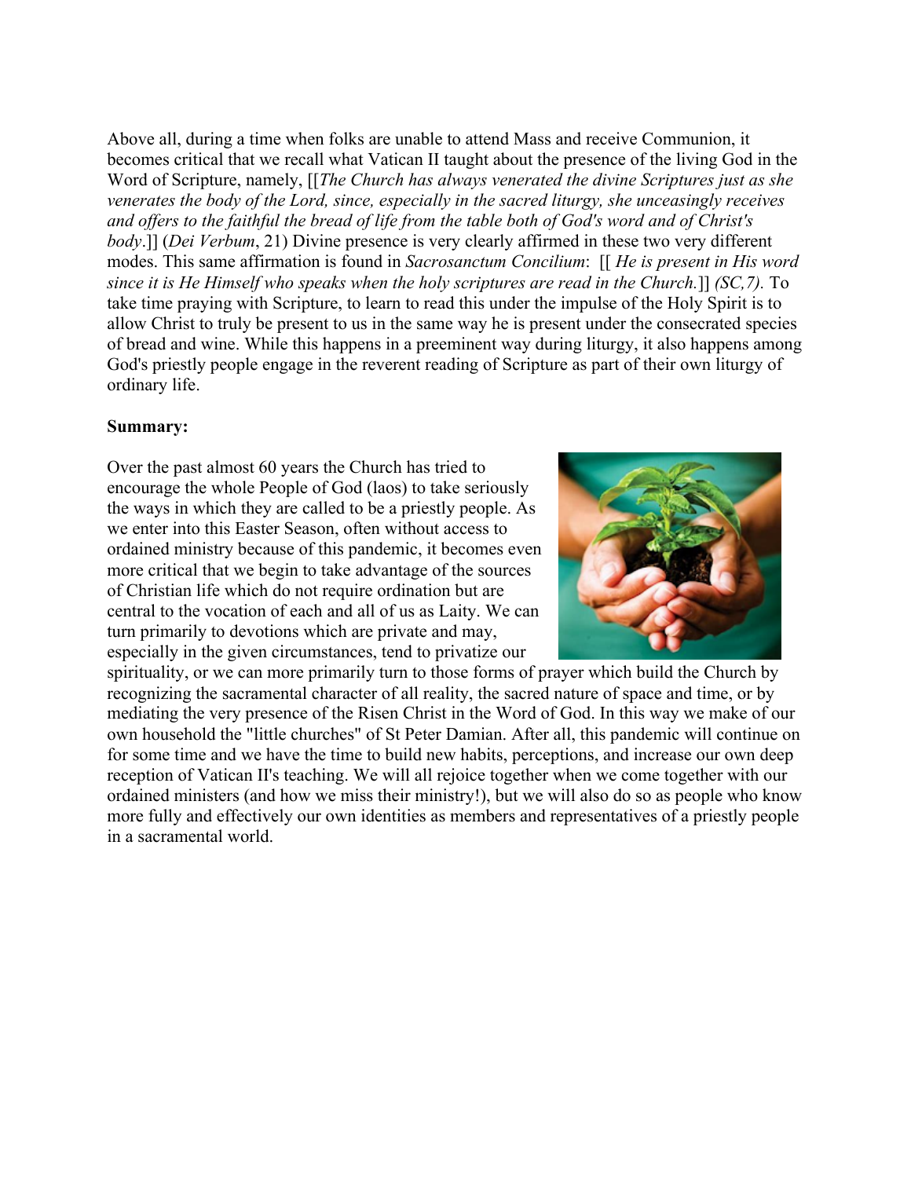Above all, during a time when folks are unable to attend Mass and receive Communion, it becomes critical that we recall what Vatican II taught about the presence of the living God in the Word of Scripture, namely, [[*The Church has always venerated the divine Scriptures just as she venerates the body of the Lord, since, especially in the sacred liturgy, she unceasingly receives and offers to the faithful the bread of life from the table both of God's word and of Christ's body*.]] (*Dei Verbum*, 21) Divine presence is very clearly affirmed in these two very different modes. This same affirmation is found in *Sacrosanctum Concilium*: [[ *He is present in His word since it is He Himself who speaks when the holy scriptures are read in the Church.*]] *(SC,7).* To take time praying with Scripture, to learn to read this under the impulse of the Holy Spirit is to allow Christ to truly be present to us in the same way he is present under the consecrated species of bread and wine. While this happens in a preeminent way during liturgy, it also happens among God's priestly people engage in the reverent reading of Scripture as part of their own liturgy of ordinary life.

**Summary:**

Over the past almost 60 years the Church has tried to encourage the whole People of God (laos) to take seriously the ways in which they are called to be a priestly people. As we enter into this Easter Season, often without access to ordained ministry because of this pandemic, it becomes even more critical that we begin to take advantage of the sources of Christian life which do not require ordination but are central to the vocation of each and all of us as Laity. We can turn primarily to devotions which are private and may, especially in the given circumstances, tend to privatize our spirituality, or we can more primarily turn to those forms of prayer which build the Church by recognizing the sacramental character of all reality, the sacred nature of space and time, or by mediating the very presence of the Risen Christ in the Word of God. In this way we make of our own household the "little churches" of St Peter Damian. After all, this pandemic will continue on for some time and we have the time to build new habits, perceptions, and increase our own deep reception of Vatican II's teaching. We will all rejoice together when we come together with our ordained ministers (and how we miss their ministry!), but we will also do so as people who know more fully and effectively our own identities as members and representatives of a priestly people in a sacramental world.